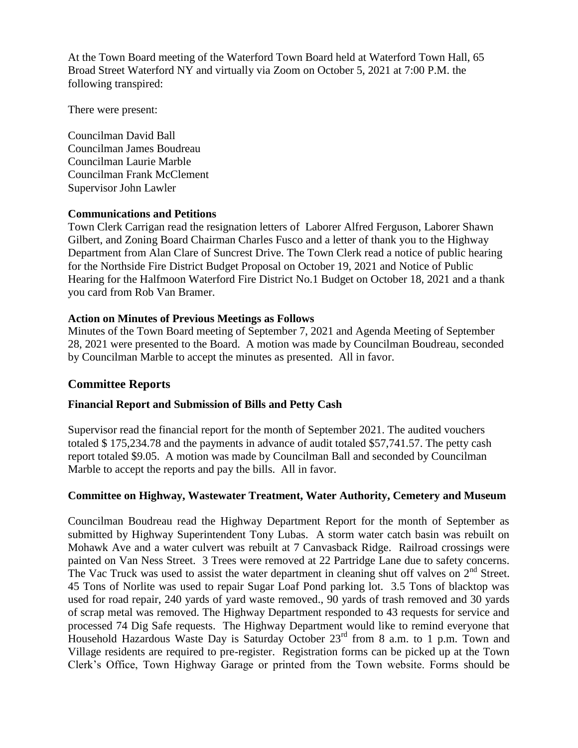At the Town Board meeting of the Waterford Town Board held at Waterford Town Hall, 65 Broad Street Waterford NY and virtually via Zoom on October 5, 2021 at 7:00 P.M. the following transpired:

There were present:

Councilman David Ball
Councilman James Boudreau
Councilman Laurie Marble
Councilman Frank McClement
Supervisor John Lawler

**Communications and Petitions**

Town Clerk Carrigan read the resignation letters of Laborer Alfred Ferguson, Laborer Shawn Gilbert, and Zoning Board Chairman Charles Fusco and a letter of thank you to the Highway Department from Alan Clare of Suncrest Drive. The Town Clerk read a notice of public hearing for the Northside Fire District Budget Proposal on October 19, 2021 and Notice of Public Hearing for the Halfmoon Waterford Fire District No.1 Budget on October 18, 2021 and a thank you card from Rob Van Bramer.

**Action on Minutes of Previous Meetings as Follows**

Minutes of the Town Board meeting of September 7, 2021 and Agenda Meeting of September 28, 2021 were presented to the Board. A motion was made by Councilman Boudreau, seconded by Councilman Marble to accept the minutes as presented. All in favor.

## Committee Reports

### Financial Report and Submission of Bills and Petty Cash

Supervisor read the financial report for the month of September 2021. The audited vouchers totaled $ 175,234.78 and the payments in advance of audit totaled $57,741.57. The petty cash report totaled $9.05. A motion was made by Councilman Ball and seconded by Councilman Marble to accept the reports and pay the bills. All in favor.

### Committee on Highway, Wastewater Treatment, Water Authority, Cemetery and Museum

Councilman Boudreau read the Highway Department Report for the month of September as submitted by Highway Superintendent Tony Lubas. A storm water catch basin was rebuilt on Mohawk Ave and a water culvert was rebuilt at 7 Canvasback Ridge. Railroad crossings were painted on Van Ness Street. 3 Trees were removed at 22 Partridge Lane due to safety concerns. The Vac Truck was used to assist the water department in cleaning shut off valves on 2nd Street. 45 Tons of Norlite was used to repair Sugar Loaf Pond parking lot. 3.5 Tons of blacktop was used for road repair, 240 yards of yard waste removed., 90 yards of trash removed and 30 yards of scrap metal was removed. The Highway Department responded to 43 requests for service and processed 74 Dig Safe requests. The Highway Department would like to remind everyone that Household Hazardous Waste Day is Saturday October 23rd from 8 a.m. to 1 p.m. Town and Village residents are required to pre-register. Registration forms can be picked up at the Town Clerk's Office, Town Highway Garage or printed from the Town website. Forms should be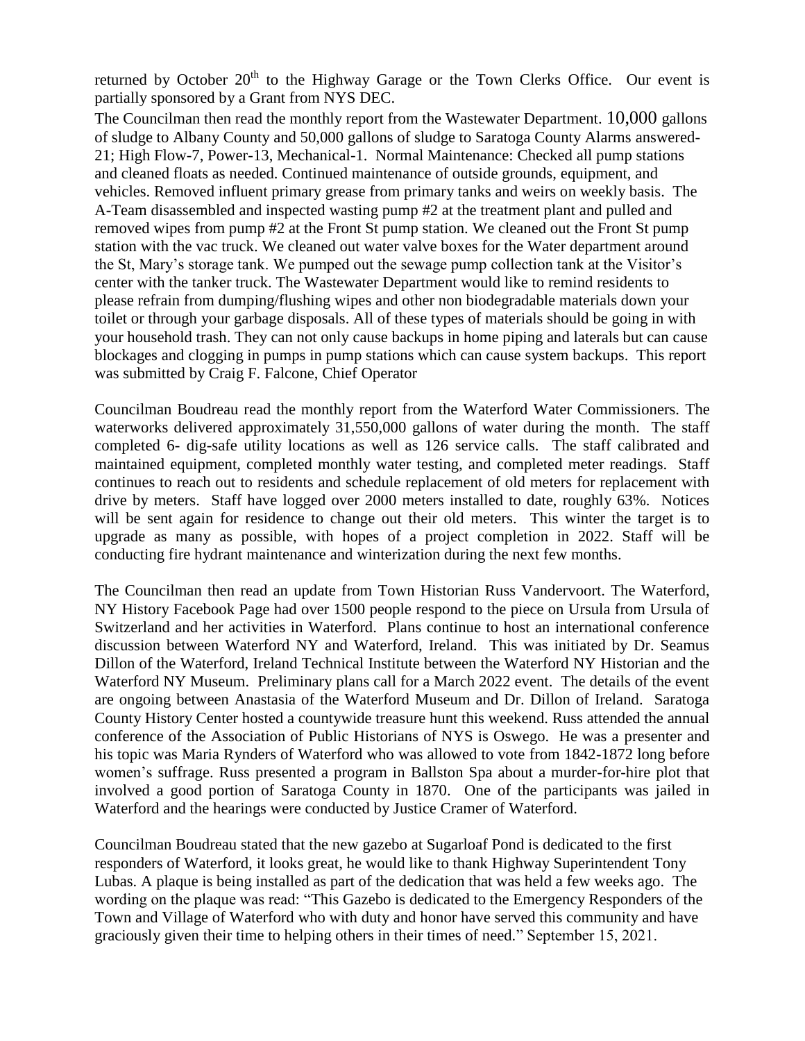returned by October 20[th] to the Highway Garage or the Town Clerks Office. Our event is partially sponsored by a Grant from NYS DEC.

The Councilman then read the monthly report from the Wastewater Department. 10,000 gallons of sludge to Albany County and 50,000 gallons of sludge to Saratoga County Alarms answered-21; High Flow-7, Power-13, Mechanical-1. Normal Maintenance: Checked all pump stations and cleaned floats as needed. Continued maintenance of outside grounds, equipment, and vehicles. Removed influent primary grease from primary tanks and weirs on weekly basis. The A-Team disassembled and inspected wasting pump #2 at the treatment plant and pulled and removed wipes from pump #2 at the Front St pump station. We cleaned out the Front St pump station with the vac truck. We cleaned out water valve boxes for the Water department around the St, Mary's storage tank. We pumped out the sewage pump collection tank at the Visitor's center with the tanker truck. The Wastewater Department would like to remind residents to please refrain from dumping/flushing wipes and other non biodegradable materials down your toilet or through your garbage disposals. All of these types of materials should be going in with your household trash. They can not only cause backups in home piping and laterals but can cause blockages and clogging in pumps in pump stations which can cause system backups. This report was submitted by Craig F. Falcone, Chief Operator

Councilman Boudreau read the monthly report from the Waterford Water Commissioners. The waterworks delivered approximately 31,550,000 gallons of water during the month. The staff completed 6- dig-safe utility locations as well as 126 service calls. The staff calibrated and maintained equipment, completed monthly water testing, and completed meter readings. Staff continues to reach out to residents and schedule replacement of old meters for replacement with drive by meters. Staff have logged over 2000 meters installed to date, roughly 63%. Notices will be sent again for residence to change out their old meters. This winter the target is to upgrade as many as possible, with hopes of a project completion in 2022. Staff will be conducting fire hydrant maintenance and winterization during the next few months.

The Councilman then read an update from Town Historian Russ Vandervoort. The Waterford, NY History Facebook Page had over 1500 people respond to the piece on Ursula from Ursula of Switzerland and her activities in Waterford. Plans continue to host an international conference discussion between Waterford NY and Waterford, Ireland. This was initiated by Dr. Seamus Dillon of the Waterford, Ireland Technical Institute between the Waterford NY Historian and the Waterford NY Museum. Preliminary plans call for a March 2022 event. The details of the event are ongoing between Anastasia of the Waterford Museum and Dr. Dillon of Ireland. Saratoga County History Center hosted a countywide treasure hunt this weekend. Russ attended the annual conference of the Association of Public Historians of NYS is Oswego. He was a presenter and his topic was Maria Rynders of Waterford who was allowed to vote from 1842-1872 long before women's suffrage. Russ presented a program in Ballston Spa about a murder-for-hire plot that involved a good portion of Saratoga County in 1870. One of the participants was jailed in Waterford and the hearings were conducted by Justice Cramer of Waterford.

Councilman Boudreau stated that the new gazebo at Sugarloaf Pond is dedicated to the first responders of Waterford, it looks great, he would like to thank Highway Superintendent Tony Lubas. A plaque is being installed as part of the dedication that was held a few weeks ago. The wording on the plaque was read: "This Gazebo is dedicated to the Emergency Responders of the Town and Village of Waterford who with duty and honor have served this community and have graciously given their time to helping others in their times of need." September 15, 2021.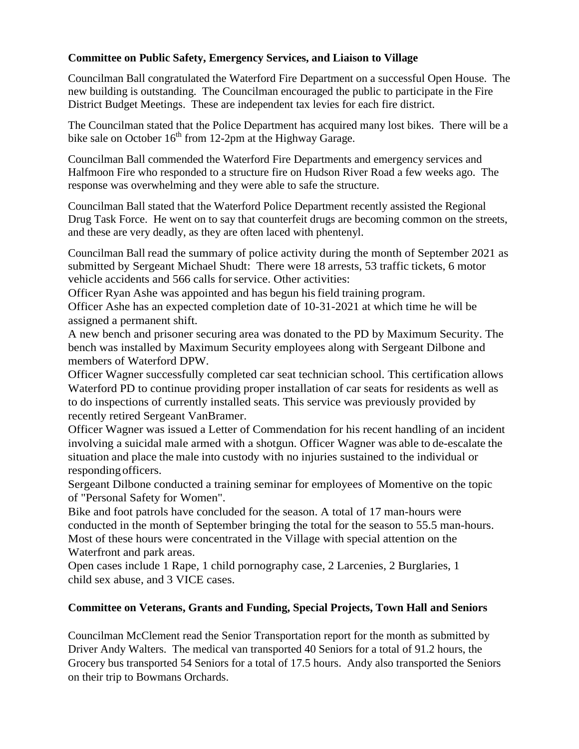**Committee on Public Safety, Emergency Services, and Liaison to Village**

Councilman Ball congratulated the Waterford Fire Department on a successful Open House. The new building is outstanding. The Councilman encouraged the public to participate in the Fire District Budget Meetings. These are independent tax levies for each fire district.

The Councilman stated that the Police Department has acquired many lost bikes. There will be a bike sale on October 16th from 12-2pm at the Highway Garage.

Councilman Ball commended the Waterford Fire Departments and emergency services and Halfmoon Fire who responded to a structure fire on Hudson River Road a few weeks ago. The response was overwhelming and they were able to safe the structure.

Councilman Ball stated that the Waterford Police Department recently assisted the Regional Drug Task Force. He went on to say that counterfeit drugs are becoming common on the streets, and these are very deadly, as they are often laced with phentenyl.

Councilman Ball read the summary of police activity during the month of September 2021 as submitted by Sergeant Michael Shudt: There were 18 arrests, 53 traffic tickets, 6 motor vehicle accidents and 566 calls for service. Other activities:
Officer Ryan Ashe was appointed and has begun his field training program.
Officer Ashe has an expected completion date of 10-31-2021 at which time he will be assigned a permanent shift.
A new bench and prisoner securing area was donated to the PD by Maximum Security. The bench was installed by Maximum Security employees along with Sergeant Dilbone and members of Waterford DPW.
Officer Wagner successfully completed car seat technician school. This certification allows Waterford PD to continue providing proper installation of car seats for residents as well as to do inspections of currently installed seats. This service was previously provided by recently retired Sergeant VanBramer.
Officer Wagner was issued a Letter of Commendation for his recent handling of an incident involving a suicidal male armed with a shotgun. Officer Wagner was able to de-escalate the situation and place the male into custody with no injuries sustained to the individual or responding officers.
Sergeant Dilbone conducted a training seminar for employees of Momentive on the topic of "Personal Safety for Women".
Bike and foot patrols have concluded for the season. A total of 17 man-hours were conducted in the month of September bringing the total for the season to 55.5 man-hours. Most of these hours were concentrated in the Village with special attention on the Waterfront and park areas.
Open cases include 1 Rape, 1 child pornography case, 2 Larcenies, 2 Burglaries, 1 child sex abuse, and 3 VICE cases.

**Committee on Veterans, Grants and Funding, Special Projects, Town Hall and Seniors**

Councilman McClement read the Senior Transportation report for the month as submitted by Driver Andy Walters. The medical van transported 40 Seniors for a total of 91.2 hours, the Grocery bus transported 54 Seniors for a total of 17.5 hours. Andy also transported the Seniors on their trip to Bowmans Orchards.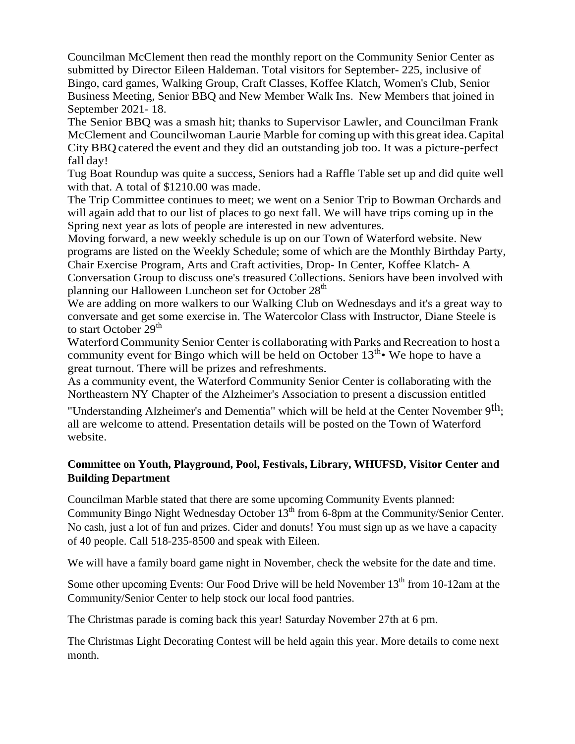Councilman McClement then read the monthly report on the Community Senior Center as submitted by Director Eileen Haldeman. Total visitors for September- 225, inclusive of Bingo, card games, Walking Group, Craft Classes, Koffee Klatch, Women's Club, Senior Business Meeting, Senior BBQ and New Member Walk Ins. New Members that joined in September 2021- 18.

The Senior BBQ was a smash hit; thanks to Supervisor Lawler, and Councilman Frank McClement and Councilwoman Laurie Marble for coming up with this great idea. Capital City BBQ catered the event and they did an outstanding job too. It was a picture-perfect fall day!

Tug Boat Roundup was quite a success, Seniors had a Raffle Table set up and did quite well with that. A total of $1210.00 was made.

The Trip Committee continues to meet; we went on a Senior Trip to Bowman Orchards and will again add that to our list of places to go next fall. We will have trips coming up in the Spring next year as lots of people are interested in new adventures.

Moving forward, a new weekly schedule is up on our Town of Waterford website. New programs are listed on the Weekly Schedule; some of which are the Monthly Birthday Party, Chair Exercise Program, Arts and Craft activities, Drop- In Center, Koffee Klatch- A Conversation Group to discuss one's treasured Collections. Seniors have been involved with planning our Halloween Luncheon set for October 28th

We are adding on more walkers to our Walking Club on Wednesdays and it's a great way to conversate and get some exercise in. The Watercolor Class with Instructor, Diane Steele is to start October 29th

Waterford Community Senior Center is collaborating with Parks and Recreation to host a community event for Bingo which will be held on October 13th• We hope to have a great turnout. There will be prizes and refreshments.

As a community event, the Waterford Community Senior Center is collaborating with the Northeastern NY Chapter of the Alzheimer's Association to present a discussion entitled "Understanding Alzheimer's and Dementia" which will be held at the Center November 9th; all are welcome to attend. Presentation details will be posted on the Town of Waterford website.

**Committee on Youth, Playground, Pool, Festivals, Library, WHUFSD, Visitor Center and Building Department**

Councilman Marble stated that there are some upcoming Community Events planned: Community Bingo Night Wednesday October 13th from 6-8pm at the Community/Senior Center. No cash, just a lot of fun and prizes. Cider and donuts! You must sign up as we have a capacity of 40 people. Call 518-235-8500 and speak with Eileen.

We will have a family board game night in November, check the website for the date and time.

Some other upcoming Events: Our Food Drive will be held November 13th from 10-12am at the Community/Senior Center to help stock our local food pantries.

The Christmas parade is coming back this year! Saturday November 27th at 6 pm.

The Christmas Light Decorating Contest will be held again this year. More details to come next month.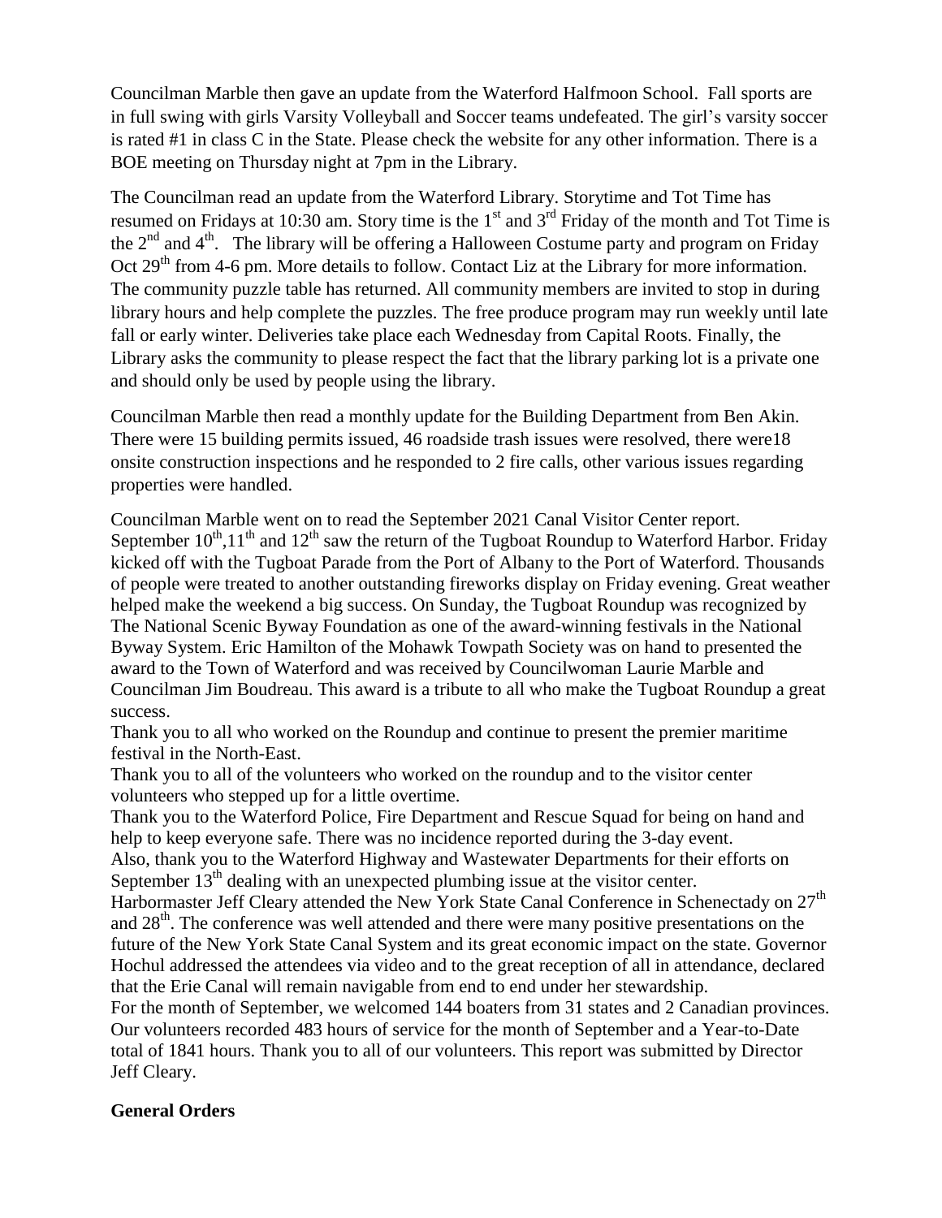Councilman Marble then gave an update from the Waterford Halfmoon School. Fall sports are in full swing with girls Varsity Volleyball and Soccer teams undefeated. The girl's varsity soccer is rated #1 in class C in the State. Please check the website for any other information. There is a BOE meeting on Thursday night at 7pm in the Library.

The Councilman read an update from the Waterford Library. Storytime and Tot Time has resumed on Fridays at 10:30 am. Story time is the 1st and 3rd Friday of the month and Tot Time is the 2nd and 4th. The library will be offering a Halloween Costume party and program on Friday Oct 29th from 4-6 pm. More details to follow. Contact Liz at the Library for more information. The community puzzle table has returned. All community members are invited to stop in during library hours and help complete the puzzles. The free produce program may run weekly until late fall or early winter. Deliveries take place each Wednesday from Capital Roots. Finally, the Library asks the community to please respect the fact that the library parking lot is a private one and should only be used by people using the library.

Councilman Marble then read a monthly update for the Building Department from Ben Akin. There were 15 building permits issued, 46 roadside trash issues were resolved, there were18 onsite construction inspections and he responded to 2 fire calls, other various issues regarding properties were handled.

Councilman Marble went on to read the September 2021 Canal Visitor Center report. September 10th,11th and 12th saw the return of the Tugboat Roundup to Waterford Harbor. Friday kicked off with the Tugboat Parade from the Port of Albany to the Port of Waterford. Thousands of people were treated to another outstanding fireworks display on Friday evening. Great weather helped make the weekend a big success. On Sunday, the Tugboat Roundup was recognized by The National Scenic Byway Foundation as one of the award-winning festivals in the National Byway System. Eric Hamilton of the Mohawk Towpath Society was on hand to presented the award to the Town of Waterford and was received by Councilwoman Laurie Marble and Councilman Jim Boudreau. This award is a tribute to all who make the Tugboat Roundup a great success.
Thank you to all who worked on the Roundup and continue to present the premier maritime festival in the North-East.
Thank you to all of the volunteers who worked on the roundup and to the visitor center volunteers who stepped up for a little overtime.
Thank you to the Waterford Police, Fire Department and Rescue Squad for being on hand and help to keep everyone safe. There was no incidence reported during the 3-day event.
Also, thank you to the Waterford Highway and Wastewater Departments for their efforts on September 13th dealing with an unexpected plumbing issue at the visitor center.
Harbormaster Jeff Cleary attended the New York State Canal Conference in Schenectady on 27th and 28th. The conference was well attended and there were many positive presentations on the future of the New York State Canal System and its great economic impact on the state. Governor Hochul addressed the attendees via video and to the great reception of all in attendance, declared that the Erie Canal will remain navigable from end to end under her stewardship.
For the month of September, we welcomed 144 boaters from 31 states and 2 Canadian provinces. Our volunteers recorded 483 hours of service for the month of September and a Year-to-Date total of 1841 hours. Thank you to all of our volunteers. This report was submitted by Director Jeff Cleary.

**General Orders**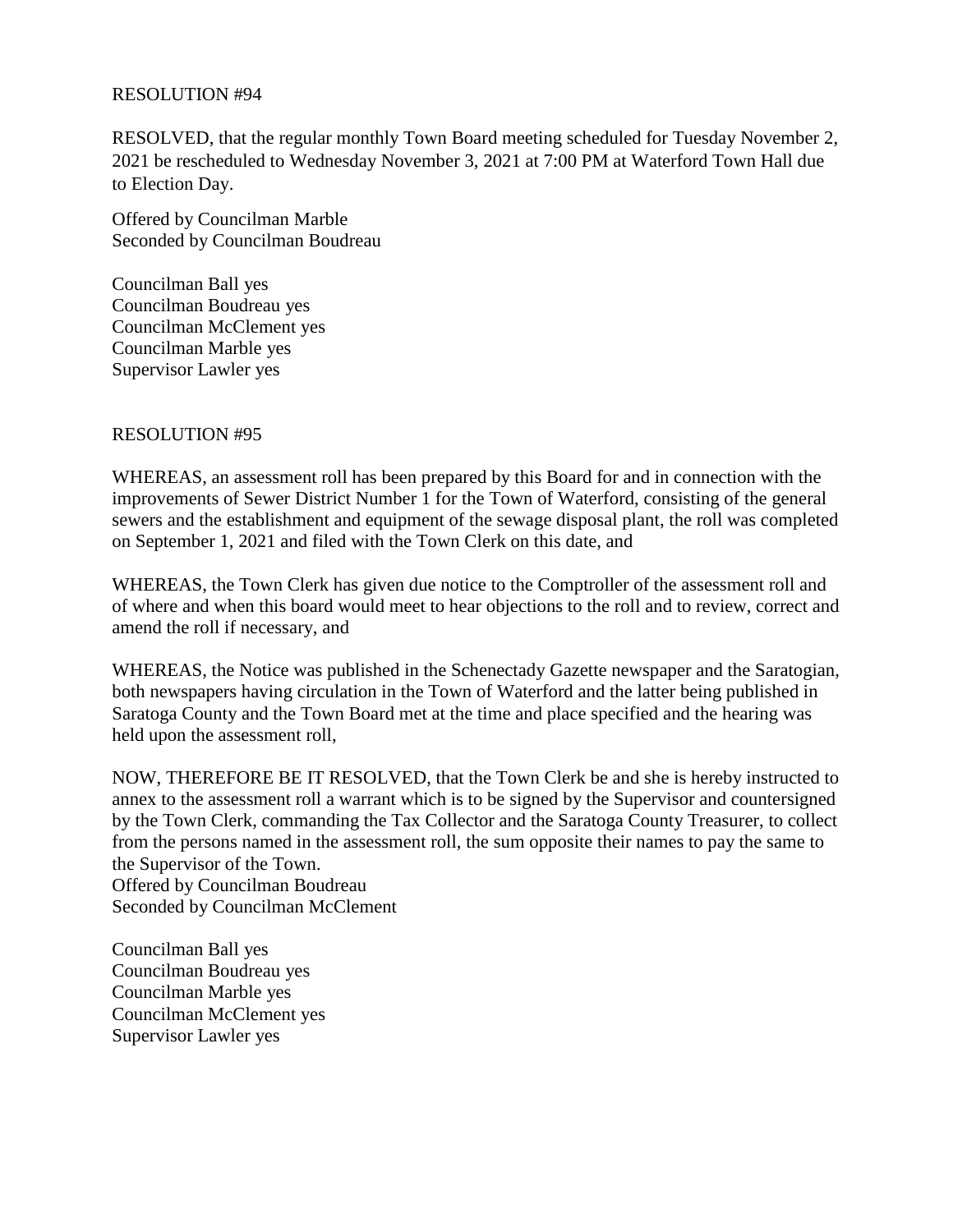RESOLUTION #94

RESOLVED, that the regular monthly Town Board meeting scheduled for Tuesday November 2, 2021 be rescheduled to Wednesday November 3, 2021 at 7:00 PM at Waterford Town Hall due to Election Day.

Offered by Councilman Marble
Seconded by Councilman Boudreau

Councilman Ball yes
Councilman Boudreau yes
Councilman McClement yes
Councilman Marble yes
Supervisor Lawler yes

RESOLUTION #95

WHEREAS, an assessment roll has been prepared by this Board for and in connection with the improvements of Sewer District Number 1 for the Town of Waterford, consisting of the general sewers and the establishment and equipment of the sewage disposal plant, the roll was completed on September 1, 2021 and filed with the Town Clerk on this date, and

WHEREAS, the Town Clerk has given due notice to the Comptroller of the assessment roll and of where and when this board would meet to hear objections to the roll and to review, correct and amend the roll if necessary, and

WHEREAS, the Notice was published in the Schenectady Gazette newspaper and the Saratogian, both newspapers having circulation in the Town of Waterford and the latter being published in Saratoga County and the Town Board met at the time and place specified and the hearing was held upon the assessment roll,

NOW, THEREFORE BE IT RESOLVED, that the Town Clerk be and she is hereby instructed to annex to the assessment roll a warrant which is to be signed by the Supervisor and countersigned by the Town Clerk, commanding the Tax Collector and the Saratoga County Treasurer, to collect from the persons named in the assessment roll, the sum opposite their names to pay the same to the Supervisor of the Town.
Offered by Councilman Boudreau
Seconded by Councilman McClement

Councilman Ball yes
Councilman Boudreau yes
Councilman Marble yes
Councilman McClement yes
Supervisor Lawler yes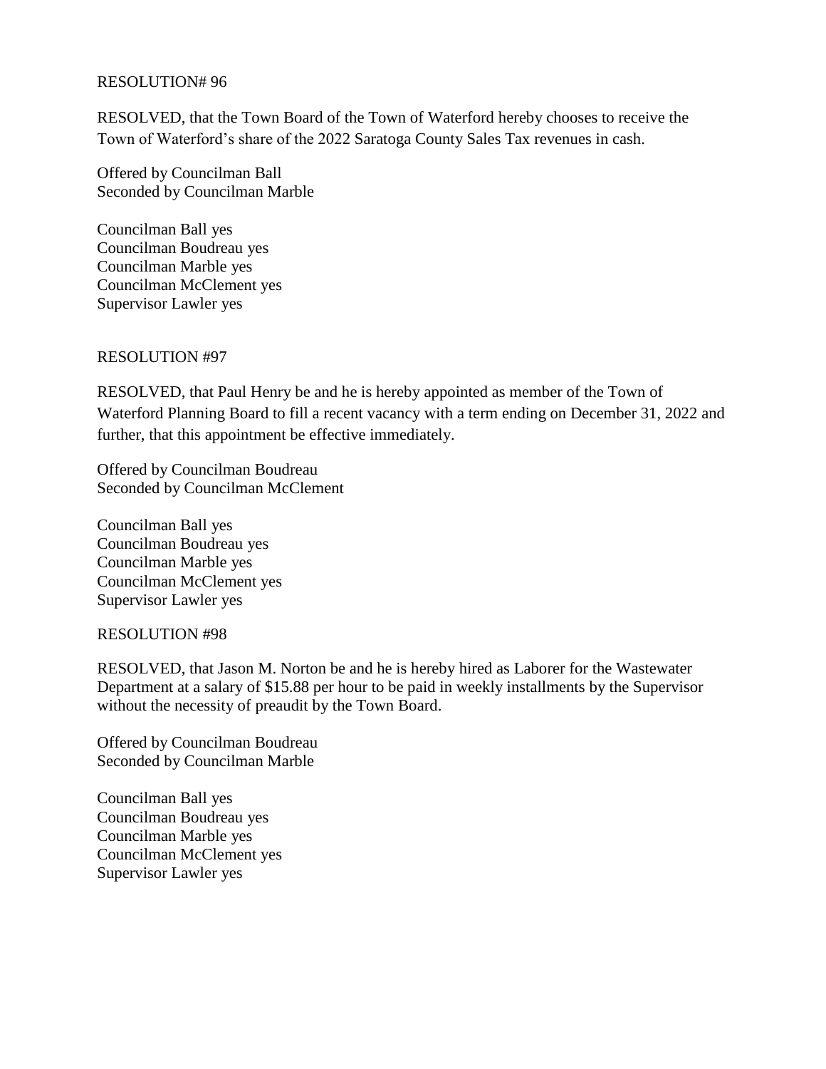RESOLUTION# 96

RESOLVED, that the Town Board of the Town of Waterford hereby chooses to receive the Town of Waterford's share of the 2022 Saratoga County Sales Tax revenues in cash.

Offered by Councilman Ball
Seconded by Councilman Marble

Councilman Ball yes
Councilman Boudreau yes
Councilman Marble yes
Councilman McClement yes
Supervisor Lawler yes

RESOLUTION #97

RESOLVED, that Paul Henry be and he is hereby appointed as member of the Town of Waterford Planning Board to fill a recent vacancy with a term ending on December 31, 2022 and further, that this appointment be effective immediately.

Offered by Councilman Boudreau
Seconded by Councilman McClement

Councilman Ball yes
Councilman Boudreau yes
Councilman Marble yes
Councilman McClement yes
Supervisor Lawler yes

RESOLUTION #98

RESOLVED, that Jason M. Norton be and he is hereby hired as Laborer for the Wastewater Department at a salary of $15.88 per hour to be paid in weekly installments by the Supervisor without the necessity of preaudit by the Town Board.

Offered by Councilman Boudreau
Seconded by Councilman Marble

Councilman Ball yes
Councilman Boudreau yes
Councilman Marble yes
Councilman McClement yes
Supervisor Lawler yes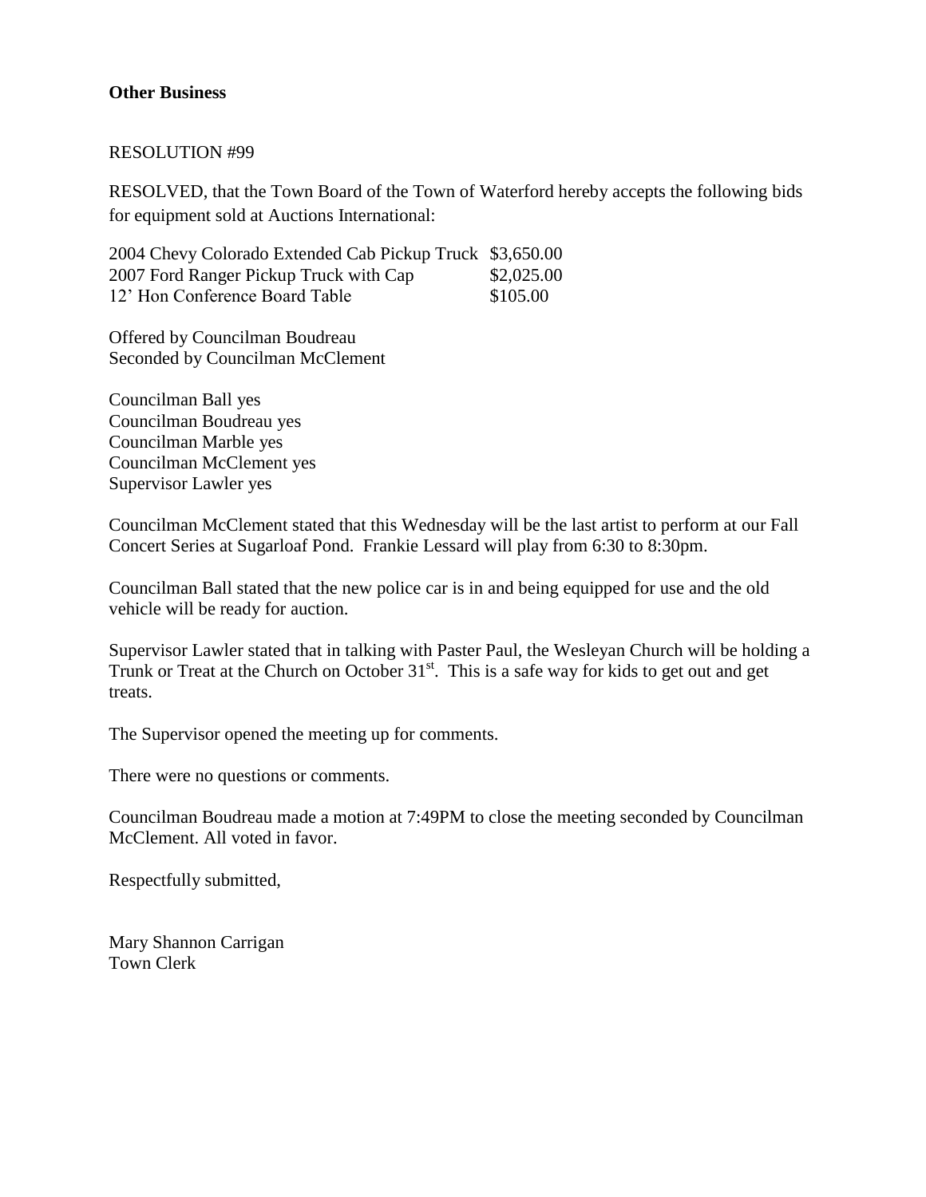**Other Business**

RESOLUTION #99

RESOLVED, that the Town Board of the Town of Waterford hereby accepts the following bids for equipment sold at Auctions International:

| | |
|---|---|
| 2004 Chevy Colorado Extended Cab Pickup Truck | \$3,650.00 |
| 2007 Ford Ranger Pickup Truck with Cap | \$2,025.00 |
| 12' Hon Conference Board Table | \$105.00 |

Offered by Councilman Boudreau
Seconded by Councilman McClement

Councilman Ball yes
Councilman Boudreau yes
Councilman Marble yes
Councilman McClement yes
Supervisor Lawler yes

Councilman McClement stated that this Wednesday will be the last artist to perform at our Fall Concert Series at Sugarloaf Pond. Frankie Lessard will play from 6:30 to 8:30pm.

Councilman Ball stated that the new police car is in and being equipped for use and the old vehicle will be ready for auction.

Supervisor Lawler stated that in talking with Paster Paul, the Wesleyan Church will be holding a Trunk or Treat at the Church on October 31st. This is a safe way for kids to get out and get treats.

The Supervisor opened the meeting up for comments.

There were no questions or comments.

Councilman Boudreau made a motion at 7:49PM to close the meeting seconded by Councilman McClement. All voted in favor.

Respectfully submitted,

Mary Shannon Carrigan
Town Clerk